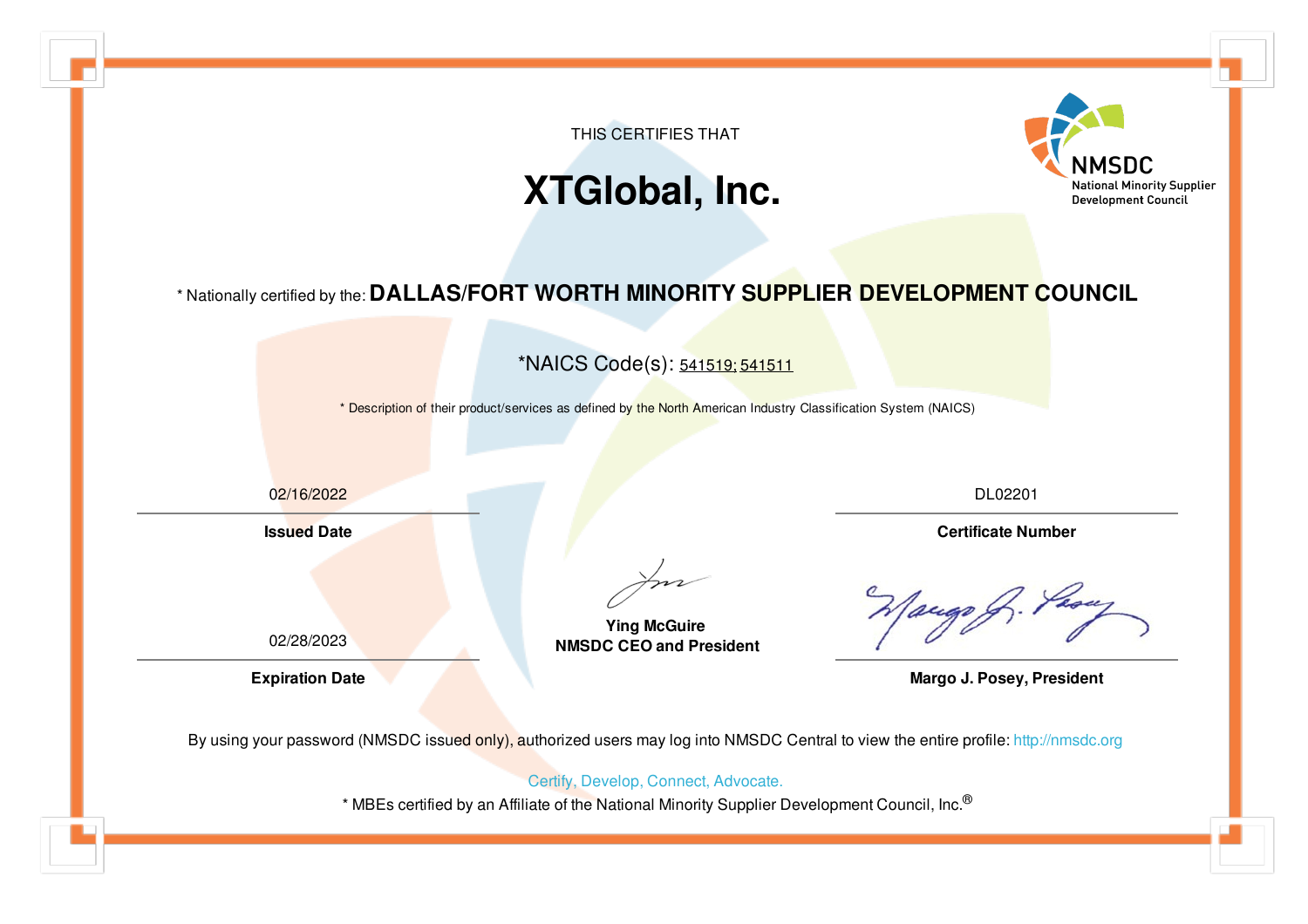NMSDC
National Minority Supplier Development Council

THIS CERTIFIES THAT

# XTGlobal, Inc.

* Nationally certified by the: **DALLAS/FORT WORTH MINORITY SUPPLIER DEVELOPMENT COUNCIL**

*NAICS Code(s): 541519; 541511

* Description of their product/services as defined by the North American Industry Classification System (NAICS)

02/16/2022
**Issued Date**

DL02201
**Certificate Number**

02/28/2023
**Expiration Date**

**Ying McGuire**
**NMSDC CEO and President**

**Margo J. Posey, President**

By using your password (NMSDC issued only), authorized users may log into NMSDC Central to view the entire profile: http://nmsdc.org

Certify, Develop, Connect, Advocate.

* MBEs certified by an Affiliate of the National Minority Supplier Development Council, Inc.®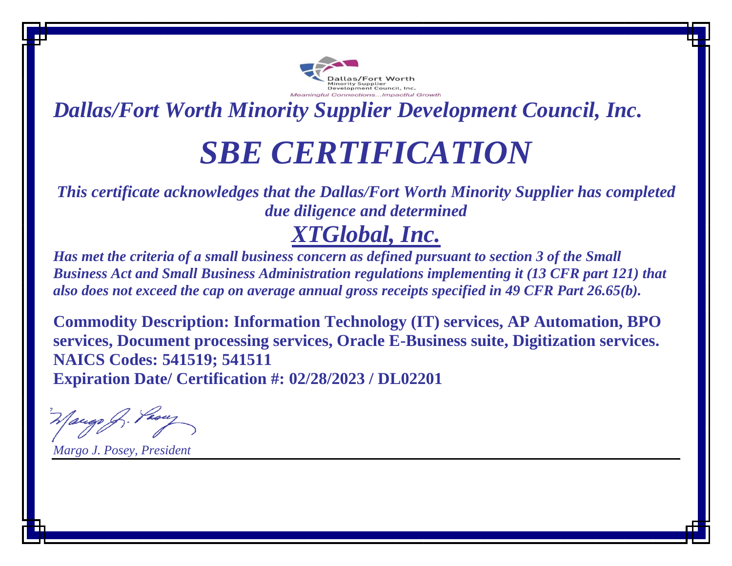Dallas/Fort Worth
Minority Supplier
Development Council, Inc.
*Meaningful Connections...Impactful Growth*

## *Dallas/Fort Worth Minority Supplier Development Council, Inc.*

# *SBE CERTIFICATION*

***This certificate acknowledges that the Dallas/Fort Worth Minority Supplier has completed due diligence and determined***

## ***XTGlobal, Inc.***

***Has met the criteria of a small business concern as defined pursuant to section 3 of the Small Business Act and Small Business Administration regulations implementing it (13 CFR part 121) that also does not exceed the cap on average annual gross receipts specified in 49 CFR Part 26.65(b).***

**Commodity Description: Information Technology (IT) services, AP Automation, BPO services, Document processing services, Oracle E-Business suite, Digitization services.**
**NAICS Codes: 541519; 541511**
**Expiration Date/ Certification #: 02/28/2023 / DL02201**

*Margo J. Posey, President*